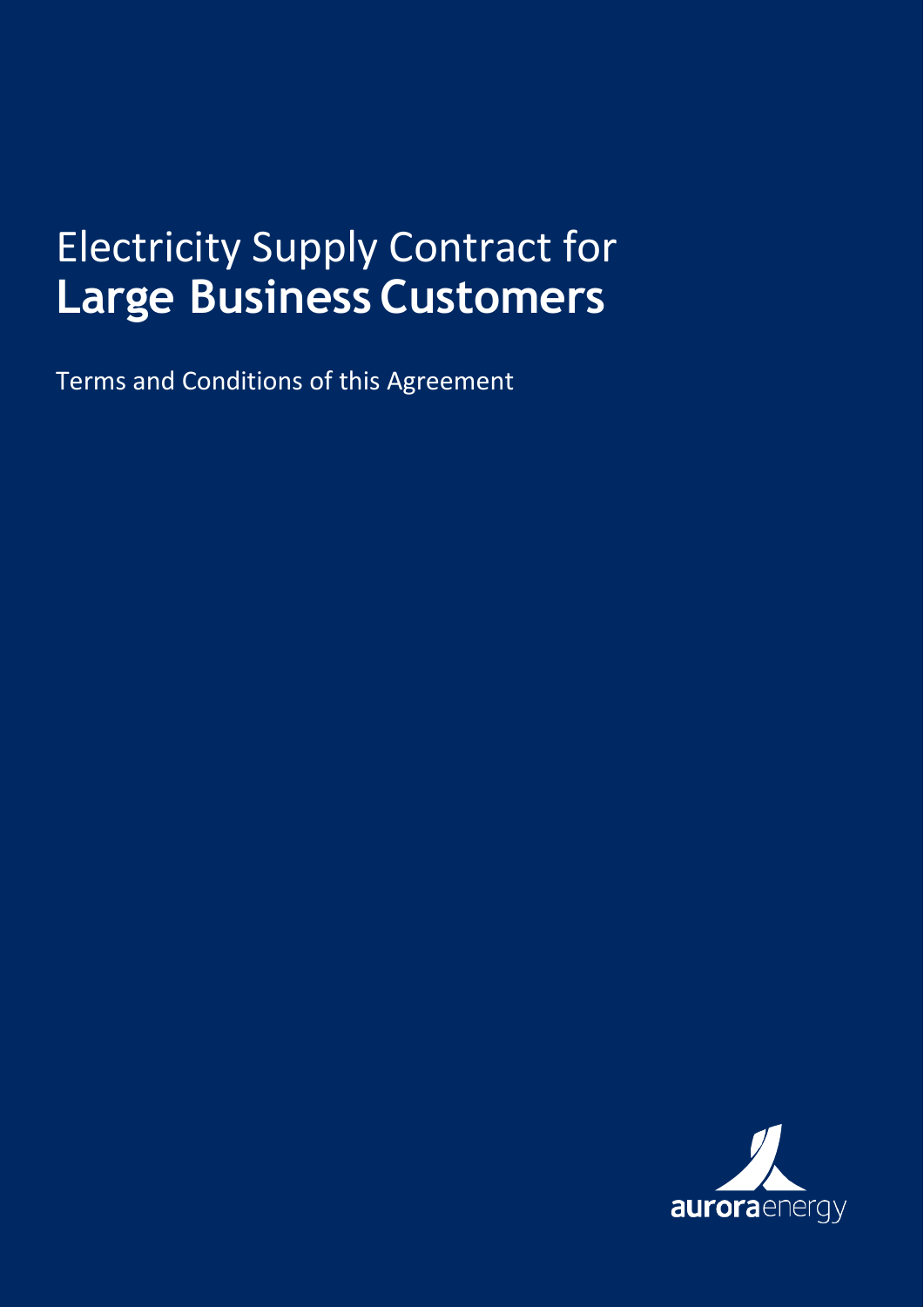# Electricity Supply Contract for **Large Business Customers**

Terms and Conditions of this Agreement

aurora energy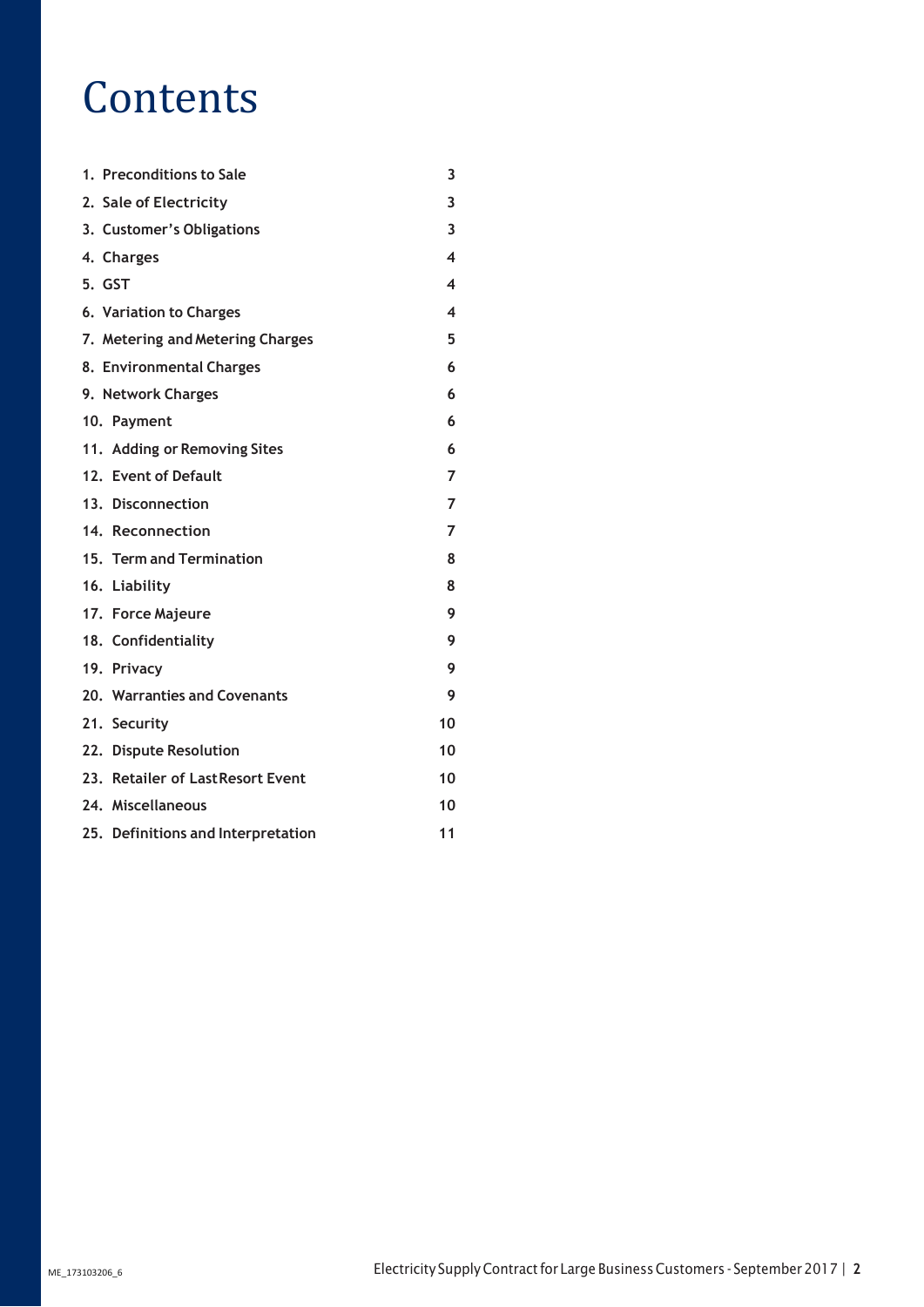# Contents

| | |
|---|---|
| 1. Preconditions to Sale | 3 |
| 2. Sale of Electricity | 3 |
| 3. Customer's Obligations | 3 |
| 4. Charges | 4 |
| 5. GST | 4 |
| 6. Variation to Charges | 4 |
| 7. Metering and Metering Charges | 5 |
| 8. Environmental Charges | 6 |
| 9. Network Charges | 6 |
| 10. Payment | 6 |
| 11. Adding or Removing Sites | 6 |
| 12. Event of Default | 7 |
| 13. Disconnection | 7 |
| 14. Reconnection | 7 |
| 15. Term and Termination | 8 |
| 16. Liability | 8 |
| 17. Force Majeure | 9 |
| 18. Confidentiality | 9 |
| 19. Privacy | 9 |
| 20. Warranties and Covenants | 9 |
| 21. Security | 10 |
| 22. Dispute Resolution | 10 |
| 23. Retailer of Last Resort Event | 10 |
| 24. Miscellaneous | 10 |
| 25. Definitions and Interpretation | 11 |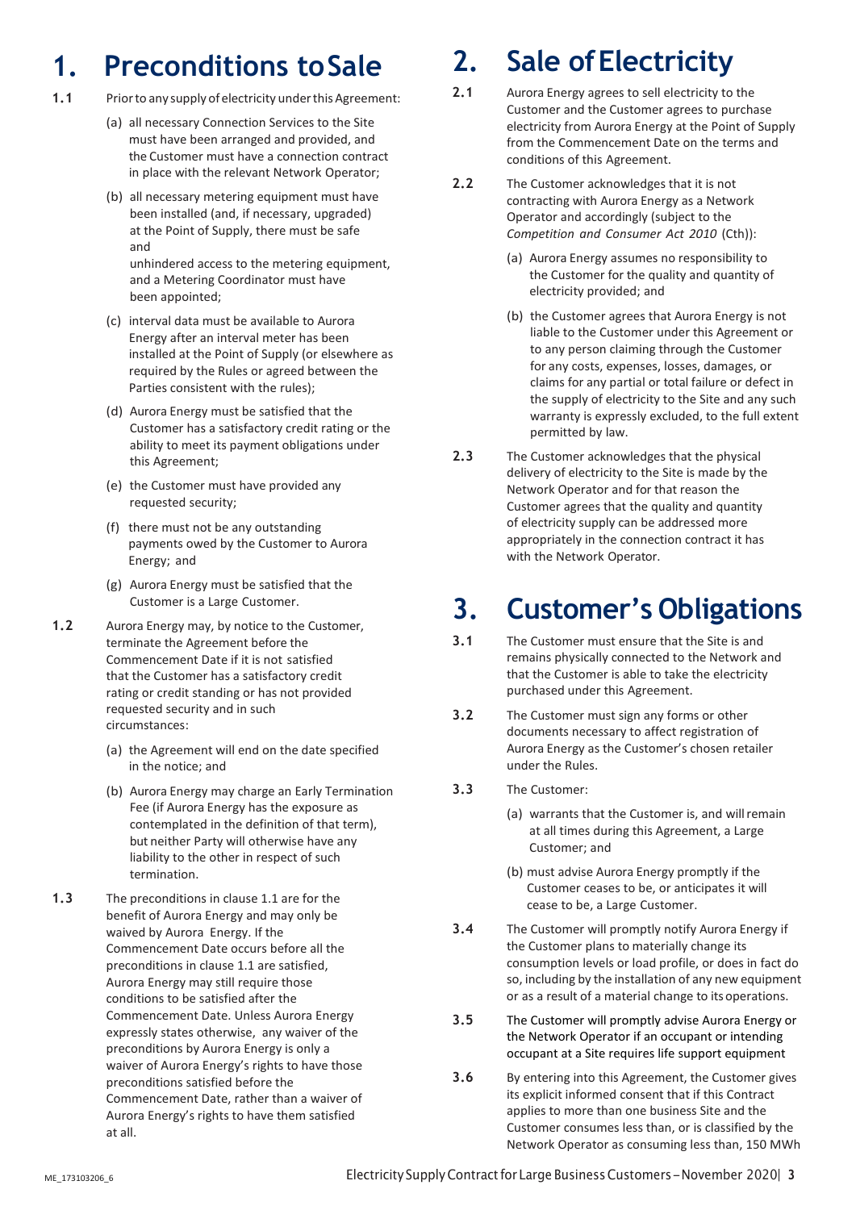# 1. Preconditions to Sale

**1.1** Prior to any supply of electricity under this Agreement:

(a) all necessary Connection Services to the Site must have been arranged and provided, and the Customer must have a connection contract in place with the relevant Network Operator;

(b) all necessary metering equipment must have been installed (and, if necessary, upgraded) at the Point of Supply, there must be safe and unhindered access to the metering equipment, and a Metering Coordinator must have been appointed;

(c) interval data must be available to Aurora Energy after an interval meter has been installed at the Point of Supply (or elsewhere as required by the Rules or agreed between the Parties consistent with the rules);

(d) Aurora Energy must be satisfied that the Customer has a satisfactory credit rating or the ability to meet its payment obligations under this Agreement;

(e) the Customer must have provided any requested security;

(f) there must not be any outstanding payments owed by the Customer to Aurora Energy; and

(g) Aurora Energy must be satisfied that the Customer is a Large Customer.

**1.2** Aurora Energy may, by notice to the Customer, terminate the Agreement before the Commencement Date if it is not satisfied that the Customer has a satisfactory credit rating or credit standing or has not provided requested security and in such circumstances:

(a) the Agreement will end on the date specified in the notice; and

(b) Aurora Energy may charge an Early Termination Fee (if Aurora Energy has the exposure as contemplated in the definition of that term), but neither Party will otherwise have any liability to the other in respect of such termination.

**1.3** The preconditions in clause 1.1 are for the benefit of Aurora Energy and may only be waived by Aurora Energy. If the Commencement Date occurs before all the preconditions in clause 1.1 are satisfied, Aurora Energy may still require those conditions to be satisfied after the Commencement Date. Unless Aurora Energy expressly states otherwise, any waiver of the preconditions by Aurora Energy is only a waiver of Aurora Energy's rights to have those preconditions satisfied before the Commencement Date, rather than a waiver of Aurora Energy's rights to have them satisfied at all.

# 2. Sale of Electricity

**2.1** Aurora Energy agrees to sell electricity to the Customer and the Customer agrees to purchase electricity from Aurora Energy at the Point of Supply from the Commencement Date on the terms and conditions of this Agreement.

**2.2** The Customer acknowledges that it is not contracting with Aurora Energy as a Network Operator and accordingly (subject to the *Competition and Consumer Act 2010* (Cth)):

(a) Aurora Energy assumes no responsibility to the Customer for the quality and quantity of electricity provided; and

(b) the Customer agrees that Aurora Energy is not liable to the Customer under this Agreement or to any person claiming through the Customer for any costs, expenses, losses, damages, or claims for any partial or total failure or defect in the supply of electricity to the Site and any such warranty is expressly excluded, to the full extent permitted by law.

**2.3** The Customer acknowledges that the physical delivery of electricity to the Site is made by the Network Operator and for that reason the Customer agrees that the quality and quantity of electricity supply can be addressed more appropriately in the connection contract it has with the Network Operator.

# 3. Customer's Obligations

**3.1** The Customer must ensure that the Site is and remains physically connected to the Network and that the Customer is able to take the electricity purchased under this Agreement.

**3.2** The Customer must sign any forms or other documents necessary to affect registration of Aurora Energy as the Customer's chosen retailer under the Rules.

**3.3** The Customer:

(a) warrants that the Customer is, and will remain at all times during this Agreement, a Large Customer; and

(b) must advise Aurora Energy promptly if the Customer ceases to be, or anticipates it will cease to be, a Large Customer.

**3.4** The Customer will promptly notify Aurora Energy if the Customer plans to materially change its consumption levels or load profile, or does in fact do so, including by the installation of any new equipment or as a result of a material change to its operations.

**3.5** The Customer will promptly advise Aurora Energy or the Network Operator if an occupant or intending occupant at a Site requires life support equipment

**3.6** By entering into this Agreement, the Customer gives its explicit informed consent that if this Contract applies to more than one business Site and the Customer consumes less than, or is classified by the Network Operator as consuming less than, 150 MWh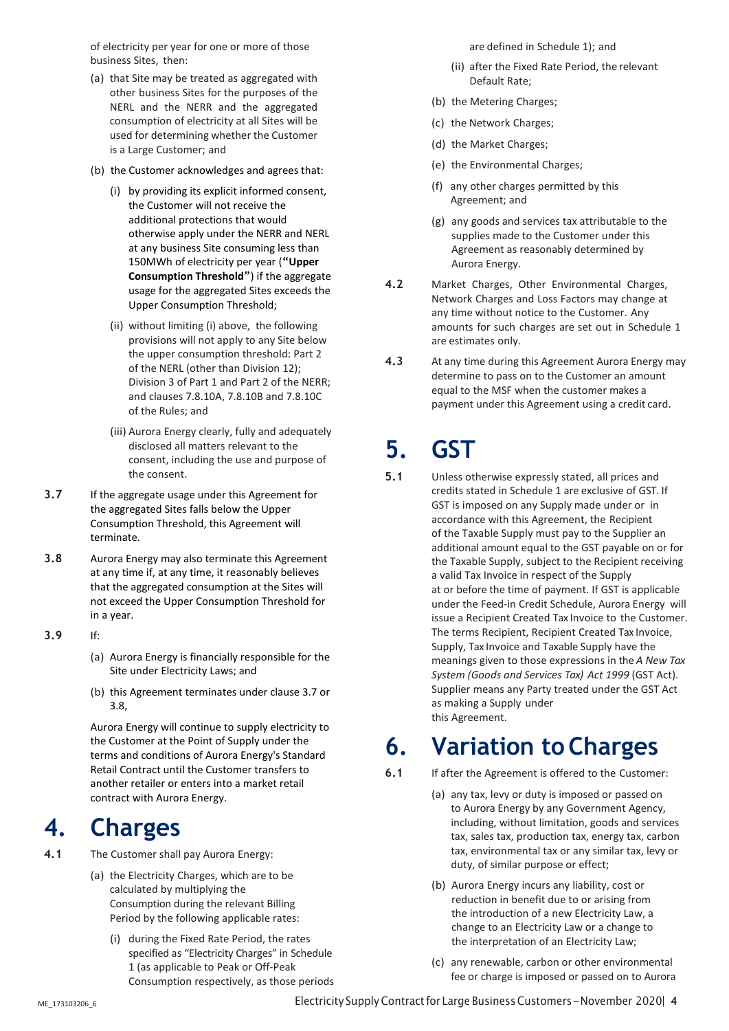of electricity per year for one or more of those business Sites, then:

(a) that Site may be treated as aggregated with other business Sites for the purposes of the NERL and the NERR and the aggregated consumption of electricity at all Sites will be used for determining whether the Customer is a Large Customer; and

(b) the Customer acknowledges and agrees that:

(i) by providing its explicit informed consent, the Customer will not receive the additional protections that would otherwise apply under the NERR and NERL at any business Site consuming less than 150MWh of electricity per year (**"Upper Consumption Threshold"**) if the aggregate usage for the aggregated Sites exceeds the Upper Consumption Threshold;

(ii) without limiting (i) above, the following provisions will not apply to any Site below the upper consumption threshold: Part 2 of the NERL (other than Division 12); Division 3 of Part 1 and Part 2 of the NERR; and clauses 7.8.10A, 7.8.10B and 7.8.10C of the Rules; and

(iii) Aurora Energy clearly, fully and adequately disclosed all matters relevant to the consent, including the use and purpose of the consent.

**3.7** If the aggregate usage under this Agreement for the aggregated Sites falls below the Upper Consumption Threshold, this Agreement will terminate.

**3.8** Aurora Energy may also terminate this Agreement at any time if, at any time, it reasonably believes that the aggregated consumption at the Sites will not exceed the Upper Consumption Threshold for in a year.

**3.9** If:

(a) Aurora Energy is financially responsible for the Site under Electricity Laws; and

(b) this Agreement terminates under clause 3.7 or 3.8,

Aurora Energy will continue to supply electricity to the Customer at the Point of Supply under the terms and conditions of Aurora Energy's Standard Retail Contract until the Customer transfers to another retailer or enters into a market retail contract with Aurora Energy.

# 4. Charges

**4.1** The Customer shall pay Aurora Energy:

(a) the Electricity Charges, which are to be calculated by multiplying the Consumption during the relevant Billing Period by the following applicable rates:

(i) during the Fixed Rate Period, the rates specified as "Electricity Charges" in Schedule 1 (as applicable to Peak or Off-Peak Consumption respectively, as those periods are defined in Schedule 1); and

(ii) after the Fixed Rate Period, the relevant Default Rate;

(b) the Metering Charges;

(c) the Network Charges;

(d) the Market Charges;

(e) the Environmental Charges;

(f) any other charges permitted by this Agreement; and

(g) any goods and services tax attributable to the supplies made to the Customer under this Agreement as reasonably determined by Aurora Energy.

**4.2** Market Charges, Other Environmental Charges, Network Charges and Loss Factors may change at any time without notice to the Customer. Any amounts for such charges are set out in Schedule 1 are estimates only.

**4.3** At any time during this Agreement Aurora Energy may determine to pass on to the Customer an amount equal to the MSF when the customer makes a payment under this Agreement using a credit card.

# 5. GST

**5.1** Unless otherwise expressly stated, all prices and credits stated in Schedule 1 are exclusive of GST. If GST is imposed on any Supply made under or in accordance with this Agreement, the Recipient of the Taxable Supply must pay to the Supplier an additional amount equal to the GST payable on or for the Taxable Supply, subject to the Recipient receiving a valid Tax Invoice in respect of the Supply at or before the time of payment. If GST is applicable under the Feed-in Credit Schedule, Aurora Energy will issue a Recipient Created Tax Invoice to the Customer. The terms Recipient, Recipient Created Tax Invoice, Supply, Tax Invoice and Taxable Supply have the meanings given to those expressions in the *A New Tax System (Goods and Services Tax) Act 1999* (GST Act). Supplier means any Party treated under the GST Act as making a Supply under this Agreement.

# 6. Variation to Charges

**6.1** If after the Agreement is offered to the Customer:

(a) any tax, levy or duty is imposed or passed on to Aurora Energy by any Government Agency, including, without limitation, goods and services tax, sales tax, production tax, energy tax, carbon tax, environmental tax or any similar tax, levy or duty, of similar purpose or effect;

(b) Aurora Energy incurs any liability, cost or reduction in benefit due to or arising from the introduction of a new Electricity Law, a change to an Electricity Law or a change to the interpretation of an Electricity Law;

(c) any renewable, carbon or other environmental fee or charge is imposed or passed on to Aurora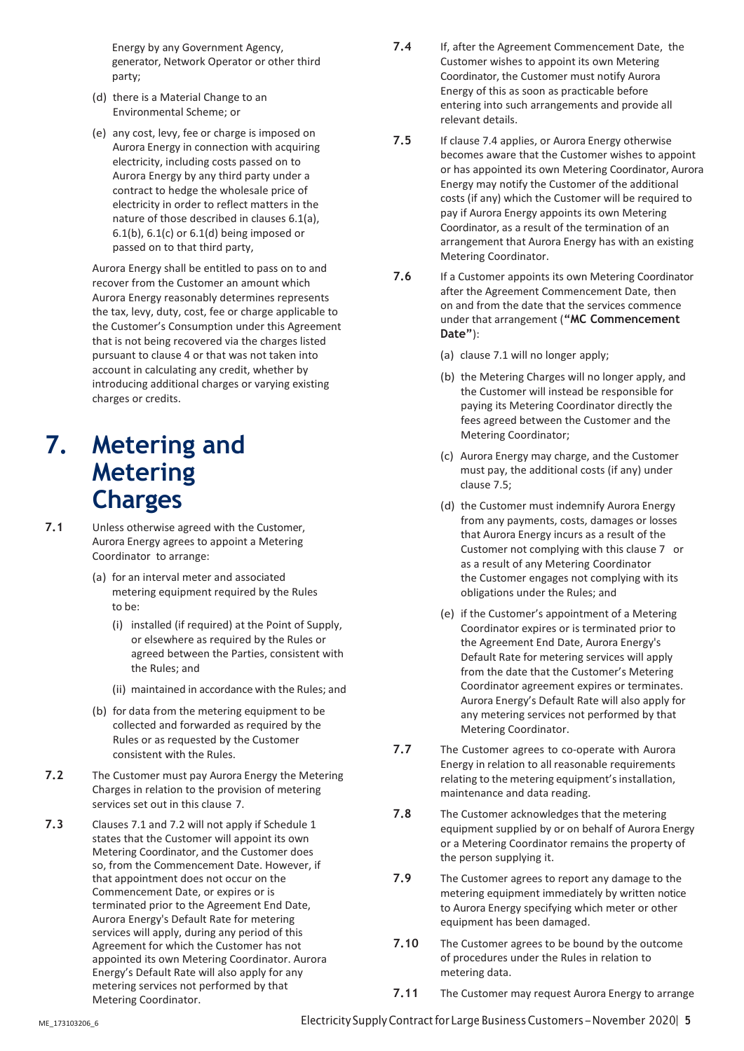Energy by any Government Agency, generator, Network Operator or other third party;

(d) there is a Material Change to an Environmental Scheme; or

(e) any cost, levy, fee or charge is imposed on Aurora Energy in connection with acquiring electricity, including costs passed on to Aurora Energy by any third party under a contract to hedge the wholesale price of electricity in order to reflect matters in the nature of those described in clauses 6.1(a), 6.1(b), 6.1(c) or 6.1(d) being imposed or passed on to that third party,

Aurora Energy shall be entitled to pass on to and recover from the Customer an amount which Aurora Energy reasonably determines represents the tax, levy, duty, cost, fee or charge applicable to the Customer's Consumption under this Agreement that is not being recovered via the charges listed pursuant to clause 4 or that was not taken into account in calculating any credit, whether by introducing additional charges or varying existing charges or credits.

# 7. Metering and Metering Charges

**7.1** Unless otherwise agreed with the Customer, Aurora Energy agrees to appoint a Metering Coordinator to arrange:

(a) for an interval meter and associated metering equipment required by the Rules to be:

(i) installed (if required) at the Point of Supply, or elsewhere as required by the Rules or agreed between the Parties, consistent with the Rules; and

(ii) maintained in accordance with the Rules; and

(b) for data from the metering equipment to be collected and forwarded as required by the Rules or as requested by the Customer consistent with the Rules.

**7.2** The Customer must pay Aurora Energy the Metering Charges in relation to the provision of metering services set out in this clause 7.

**7.3** Clauses 7.1 and 7.2 will not apply if Schedule 1 states that the Customer will appoint its own Metering Coordinator, and the Customer does so, from the Commencement Date. However, if that appointment does not occur on the Commencement Date, or expires or is terminated prior to the Agreement End Date, Aurora Energy's Default Rate for metering services will apply, during any period of this Agreement for which the Customer has not appointed its own Metering Coordinator. Aurora Energy's Default Rate will also apply for any metering services not performed by that Metering Coordinator.

**7.4** If, after the Agreement Commencement Date, the Customer wishes to appoint its own Metering Coordinator, the Customer must notify Aurora Energy of this as soon as practicable before entering into such arrangements and provide all relevant details.

**7.5** If clause 7.4 applies, or Aurora Energy otherwise becomes aware that the Customer wishes to appoint or has appointed its own Metering Coordinator, Aurora Energy may notify the Customer of the additional costs (if any) which the Customer will be required to pay if Aurora Energy appoints its own Metering Coordinator, as a result of the termination of an arrangement that Aurora Energy has with an existing Metering Coordinator.

**7.6** If a Customer appoints its own Metering Coordinator after the Agreement Commencement Date, then on and from the date that the services commence under that arrangement (**"MC Commencement Date"**):

(a) clause 7.1 will no longer apply;

(b) the Metering Charges will no longer apply, and the Customer will instead be responsible for paying its Metering Coordinator directly the fees agreed between the Customer and the Metering Coordinator;

(c) Aurora Energy may charge, and the Customer must pay, the additional costs (if any) under clause 7.5;

(d) the Customer must indemnify Aurora Energy from any payments, costs, damages or losses that Aurora Energy incurs as a result of the Customer not complying with this clause 7 or as a result of any Metering Coordinator the Customer engages not complying with its obligations under the Rules; and

(e) if the Customer's appointment of a Metering Coordinator expires or is terminated prior to the Agreement End Date, Aurora Energy's Default Rate for metering services will apply from the date that the Customer's Metering Coordinator agreement expires or terminates. Aurora Energy's Default Rate will also apply for any metering services not performed by that Metering Coordinator.

**7.7** The Customer agrees to co-operate with Aurora Energy in relation to all reasonable requirements relating to the metering equipment's installation, maintenance and data reading.

**7.8** The Customer acknowledges that the metering equipment supplied by or on behalf of Aurora Energy or a Metering Coordinator remains the property of the person supplying it.

**7.9** The Customer agrees to report any damage to the metering equipment immediately by written notice to Aurora Energy specifying which meter or other equipment has been damaged.

**7.10** The Customer agrees to be bound by the outcome of procedures under the Rules in relation to metering data.

**7.11** The Customer may request Aurora Energy to arrange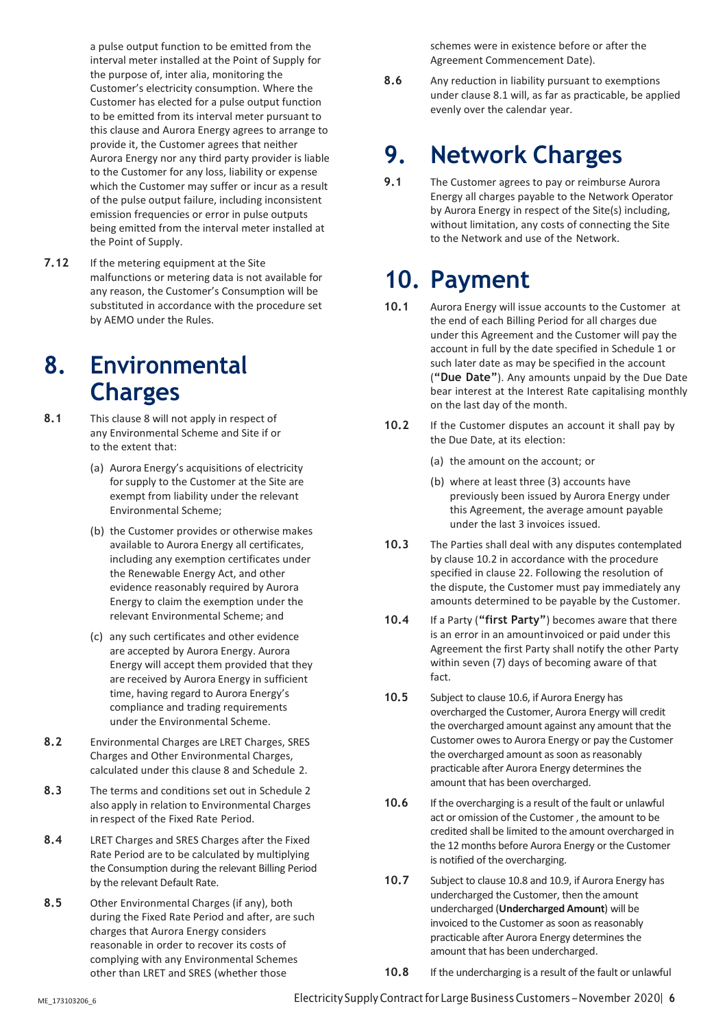a pulse output function to be emitted from the interval meter installed at the Point of Supply for the purpose of, inter alia, monitoring the Customer's electricity consumption. Where the Customer has elected for a pulse output function to be emitted from its interval meter pursuant to this clause and Aurora Energy agrees to arrange to provide it, the Customer agrees that neither Aurora Energy nor any third party provider is liable to the Customer for any loss, liability or expense which the Customer may suffer or incur as a result of the pulse output failure, including inconsistent emission frequencies or error in pulse outputs being emitted from the interval meter installed at the Point of Supply.

**7.12** If the metering equipment at the Site malfunctions or metering data is not available for any reason, the Customer's Consumption will be substituted in accordance with the procedure set by AEMO under the Rules.

# 8. Environmental Charges

**8.1** This clause 8 will not apply in respect of any Environmental Scheme and Site if or to the extent that:

(a) Aurora Energy's acquisitions of electricity for supply to the Customer at the Site are exempt from liability under the relevant Environmental Scheme;

(b) the Customer provides or otherwise makes available to Aurora Energy all certificates, including any exemption certificates under the Renewable Energy Act, and other evidence reasonably required by Aurora Energy to claim the exemption under the relevant Environmental Scheme; and

(c) any such certificates and other evidence are accepted by Aurora Energy. Aurora Energy will accept them provided that they are received by Aurora Energy in sufficient time, having regard to Aurora Energy's compliance and trading requirements under the Environmental Scheme.

**8.2** Environmental Charges are LRET Charges, SRES Charges and Other Environmental Charges, calculated under this clause 8 and Schedule 2.

**8.3** The terms and conditions set out in Schedule 2 also apply in relation to Environmental Charges in respect of the Fixed Rate Period.

**8.4** LRET Charges and SRES Charges after the Fixed Rate Period are to be calculated by multiplying the Consumption during the relevant Billing Period by the relevant Default Rate.

**8.5** Other Environmental Charges (if any), both during the Fixed Rate Period and after, are such charges that Aurora Energy considers reasonable in order to recover its costs of complying with any Environmental Schemes other than LRET and SRES (whether those schemes were in existence before or after the Agreement Commencement Date).

**8.6** Any reduction in liability pursuant to exemptions under clause 8.1 will, as far as practicable, be applied evenly over the calendar year.

# 9. Network Charges

**9.1** The Customer agrees to pay or reimburse Aurora Energy all charges payable to the Network Operator by Aurora Energy in respect of the Site(s) including, without limitation, any costs of connecting the Site to the Network and use of the Network.

# 10. Payment

**10.1** Aurora Energy will issue accounts to the Customer at the end of each Billing Period for all charges due under this Agreement and the Customer will pay the account in full by the date specified in Schedule 1 or such later date as may be specified in the account (**"Due Date"**). Any amounts unpaid by the Due Date bear interest at the Interest Rate capitalising monthly on the last day of the month.

**10.2** If the Customer disputes an account it shall pay by the Due Date, at its election:

(a) the amount on the account; or

(b) where at least three (3) accounts have previously been issued by Aurora Energy under this Agreement, the average amount payable under the last 3 invoices issued.

**10.3** The Parties shall deal with any disputes contemplated by clause 10.2 in accordance with the procedure specified in clause 22. Following the resolution of the dispute, the Customer must pay immediately any amounts determined to be payable by the Customer.

**10.4** If a Party (**"first Party"**) becomes aware that there is an error in an amountinvoiced or paid under this Agreement the first Party shall notify the other Party within seven (7) days of becoming aware of that fact.

**10.5** Subject to clause 10.6, if Aurora Energy has overcharged the Customer, Aurora Energy will credit the overcharged amount against any amount that the Customer owes to Aurora Energy or pay the Customer the overcharged amount as soon as reasonably practicable after Aurora Energy determines the amount that has been overcharged.

**10.6** If the overcharging is a result of the fault or unlawful act or omission of the Customer , the amount to be credited shall be limited to the amount overcharged in the 12 months before Aurora Energy or the Customer is notified of the overcharging.

**10.7** Subject to clause 10.8 and 10.9, if Aurora Energy has undercharged the Customer, then the amount undercharged (**Undercharged Amount**) will be invoiced to the Customer as soon as reasonably practicable after Aurora Energy determines the amount that has been undercharged.

**10.8** If the undercharging is a result of the fault or unlawful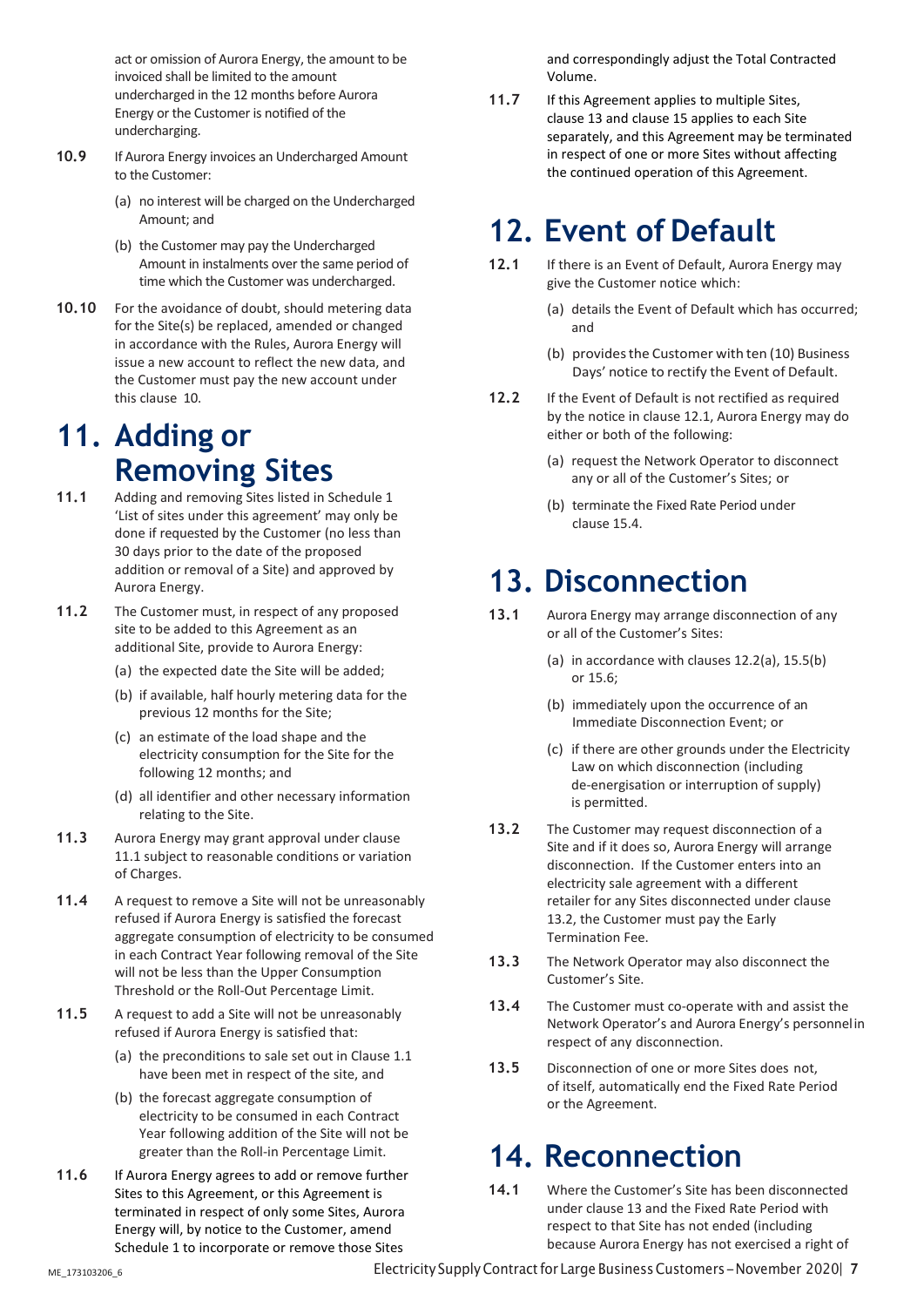act or omission of Aurora Energy, the amount to be invoiced shall be limited to the amount undercharged in the 12 months before Aurora Energy or the Customer is notified of the undercharging.

**10.9** If Aurora Energy invoices an Undercharged Amount to the Customer:

(a) no interest will be charged on the Undercharged Amount; and

(b) the Customer may pay the Undercharged Amount in instalments over the same period of time which the Customer was undercharged.

**10.10** For the avoidance of doubt, should metering data for the Site(s) be replaced, amended or changed in accordance with the Rules, Aurora Energy will issue a new account to reflect the new data, and the Customer must pay the new account under this clause 10.

# 11. Adding or Removing Sites

**11.1** Adding and removing Sites listed in Schedule 1 'List of sites under this agreement' may only be done if requested by the Customer (no less than 30 days prior to the date of the proposed addition or removal of a Site) and approved by Aurora Energy.

**11.2** The Customer must, in respect of any proposed site to be added to this Agreement as an additional Site, provide to Aurora Energy:

(a) the expected date the Site will be added;

(b) if available, half hourly metering data for the previous 12 months for the Site;

(c) an estimate of the load shape and the electricity consumption for the Site for the following 12 months; and

(d) all identifier and other necessary information relating to the Site.

**11.3** Aurora Energy may grant approval under clause 11.1 subject to reasonable conditions or variation of Charges.

**11.4** A request to remove a Site will not be unreasonably refused if Aurora Energy is satisfied the forecast aggregate consumption of electricity to be consumed in each Contract Year following removal of the Site will not be less than the Upper Consumption Threshold or the Roll-Out Percentage Limit.

**11.5** A request to add a Site will not be unreasonably refused if Aurora Energy is satisfied that:

(a) the preconditions to sale set out in Clause 1.1 have been met in respect of the site, and

(b) the forecast aggregate consumption of electricity to be consumed in each Contract Year following addition of the Site will not be greater than the Roll-in Percentage Limit.

**11.6** If Aurora Energy agrees to add or remove further Sites to this Agreement, or this Agreement is terminated in respect of only some Sites, Aurora Energy will, by notice to the Customer, amend Schedule 1 to incorporate or remove those Sites and correspondingly adjust the Total Contracted Volume.

**11.7** If this Agreement applies to multiple Sites, clause 13 and clause 15 applies to each Site separately, and this Agreement may be terminated in respect of one or more Sites without affecting the continued operation of this Agreement.

# 12. Event of Default

**12.1** If there is an Event of Default, Aurora Energy may give the Customer notice which:

(a) details the Event of Default which has occurred; and

(b) provides the Customer with ten (10) Business Days' notice to rectify the Event of Default.

**12.2** If the Event of Default is not rectified as required by the notice in clause 12.1, Aurora Energy may do either or both of the following:

(a) request the Network Operator to disconnect any or all of the Customer's Sites; or

(b) terminate the Fixed Rate Period under clause 15.4.

# 13. Disconnection

**13.1** Aurora Energy may arrange disconnection of any or all of the Customer's Sites:

(a) in accordance with clauses 12.2(a), 15.5(b) or 15.6;

(b) immediately upon the occurrence of an Immediate Disconnection Event; or

(c) if there are other grounds under the Electricity Law on which disconnection (including de-energisation or interruption of supply) is permitted.

**13.2** The Customer may request disconnection of a Site and if it does so, Aurora Energy will arrange disconnection. If the Customer enters into an electricity sale agreement with a different retailer for any Sites disconnected under clause 13.2, the Customer must pay the Early Termination Fee.

**13.3** The Network Operator may also disconnect the Customer's Site.

**13.4** The Customer must co-operate with and assist the Network Operator's and Aurora Energy's personnel in respect of any disconnection.

**13.5** Disconnection of one or more Sites does not, of itself, automatically end the Fixed Rate Period or the Agreement.

# 14. Reconnection

**14.1** Where the Customer's Site has been disconnected under clause 13 and the Fixed Rate Period with respect to that Site has not ended (including because Aurora Energy has not exercised a right of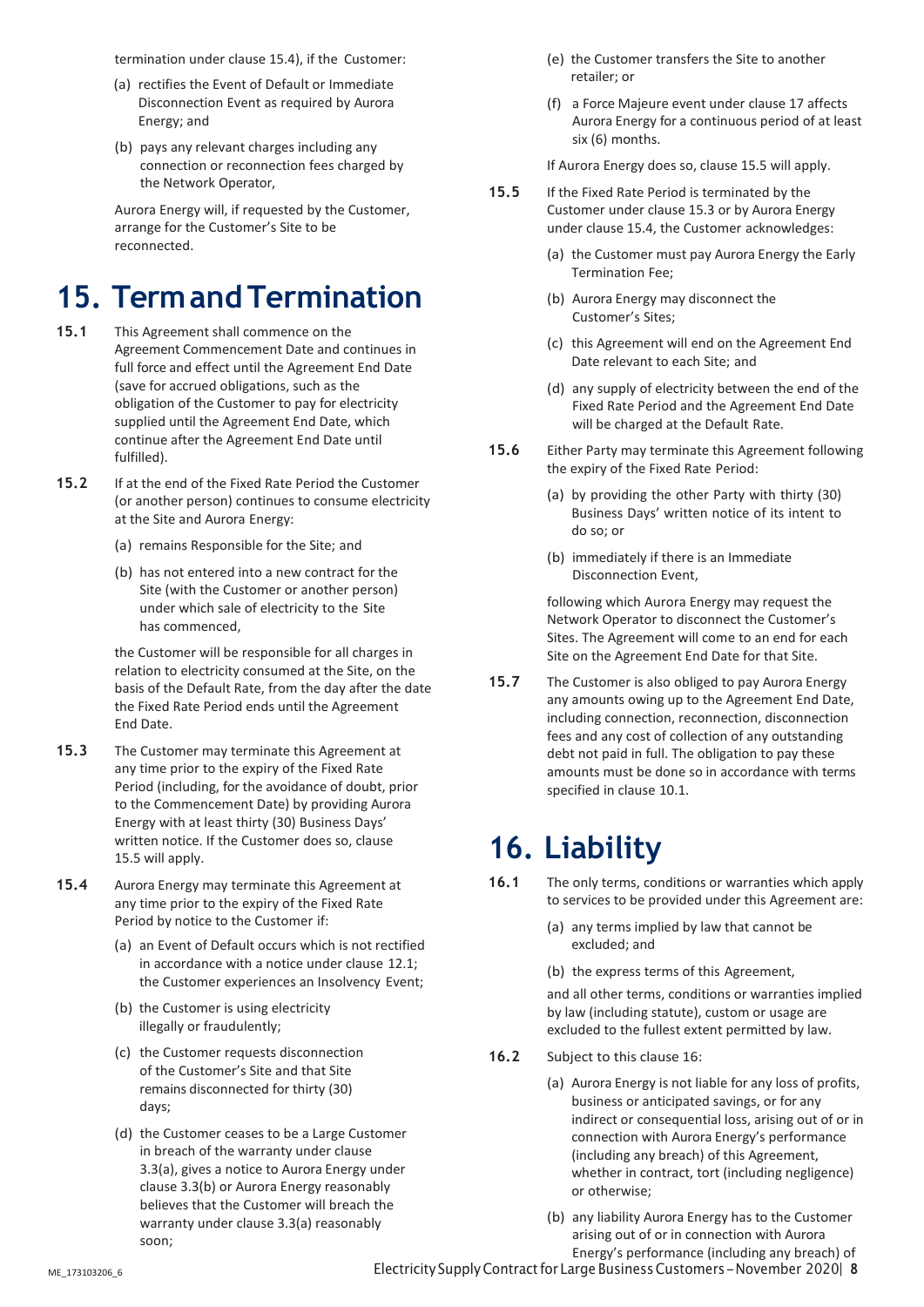termination under clause 15.4), if the Customer:

(a) rectifies the Event of Default or Immediate Disconnection Event as required by Aurora Energy; and

(b) pays any relevant charges including any connection or reconnection fees charged by the Network Operator,

Aurora Energy will, if requested by the Customer, arrange for the Customer's Site to be reconnected.

# 15. Term and Termination

**15.1** This Agreement shall commence on the Agreement Commencement Date and continues in full force and effect until the Agreement End Date (save for accrued obligations, such as the obligation of the Customer to pay for electricity supplied until the Agreement End Date, which continue after the Agreement End Date until fulfilled).

**15.2** If at the end of the Fixed Rate Period the Customer (or another person) continues to consume electricity at the Site and Aurora Energy:

(a) remains Responsible for the Site; and

(b) has not entered into a new contract for the Site (with the Customer or another person) under which sale of electricity to the Site has commenced,

the Customer will be responsible for all charges in relation to electricity consumed at the Site, on the basis of the Default Rate, from the day after the date the Fixed Rate Period ends until the Agreement End Date.

**15.3** The Customer may terminate this Agreement at any time prior to the expiry of the Fixed Rate Period (including, for the avoidance of doubt, prior to the Commencement Date) by providing Aurora Energy with at least thirty (30) Business Days' written notice. If the Customer does so, clause 15.5 will apply.

**15.4** Aurora Energy may terminate this Agreement at any time prior to the expiry of the Fixed Rate Period by notice to the Customer if:

(a) an Event of Default occurs which is not rectified in accordance with a notice under clause 12.1; the Customer experiences an Insolvency Event;

(b) the Customer is using electricity illegally or fraudulently;

(c) the Customer requests disconnection of the Customer's Site and that Site remains disconnected for thirty (30) days;

(d) the Customer ceases to be a Large Customer in breach of the warranty under clause 3.3(a), gives a notice to Aurora Energy under clause 3.3(b) or Aurora Energy reasonably believes that the Customer will breach the warranty under clause 3.3(a) reasonably soon;

(e) the Customer transfers the Site to another retailer; or

(f) a Force Majeure event under clause 17 affects Aurora Energy for a continuous period of at least six (6) months.

If Aurora Energy does so, clause 15.5 will apply.

**15.5** If the Fixed Rate Period is terminated by the Customer under clause 15.3 or by Aurora Energy under clause 15.4, the Customer acknowledges:

(a) the Customer must pay Aurora Energy the Early Termination Fee;

(b) Aurora Energy may disconnect the Customer's Sites;

(c) this Agreement will end on the Agreement End Date relevant to each Site; and

(d) any supply of electricity between the end of the Fixed Rate Period and the Agreement End Date will be charged at the Default Rate.

**15.6** Either Party may terminate this Agreement following the expiry of the Fixed Rate Period:

(a) by providing the other Party with thirty (30) Business Days' written notice of its intent to do so; or

(b) immediately if there is an Immediate Disconnection Event,

following which Aurora Energy may request the Network Operator to disconnect the Customer's Sites. The Agreement will come to an end for each Site on the Agreement End Date for that Site.

**15.7** The Customer is also obliged to pay Aurora Energy any amounts owing up to the Agreement End Date, including connection, reconnection, disconnection fees and any cost of collection of any outstanding debt not paid in full. The obligation to pay these amounts must be done so in accordance with terms specified in clause 10.1.

# 16. Liability

**16.1** The only terms, conditions or warranties which apply to services to be provided under this Agreement are:

(a) any terms implied by law that cannot be excluded; and

(b) the express terms of this Agreement,

and all other terms, conditions or warranties implied by law (including statute), custom or usage are excluded to the fullest extent permitted by law.

**16.2** Subject to this clause 16:

(a) Aurora Energy is not liable for any loss of profits, business or anticipated savings, or for any indirect or consequential loss, arising out of or in connection with Aurora Energy's performance (including any breach) of this Agreement, whether in contract, tort (including negligence) or otherwise;

(b) any liability Aurora Energy has to the Customer arising out of or in connection with Aurora Energy's performance (including any breach) of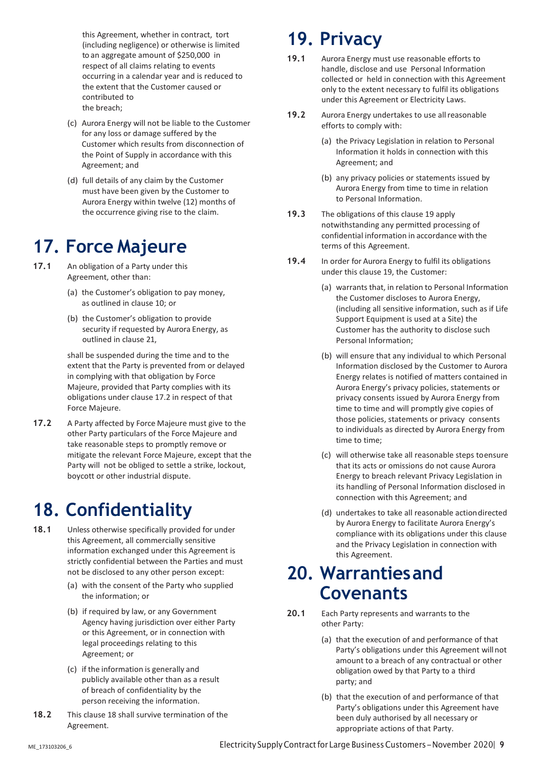this Agreement, whether in contract, tort (including negligence) or otherwise is limited to an aggregate amount of $250,000 in respect of all claims relating to events occurring in a calendar year and is reduced to the extent that the Customer caused or contributed to the breach;

(c) Aurora Energy will not be liable to the Customer for any loss or damage suffered by the Customer which results from disconnection of the Point of Supply in accordance with this Agreement; and

(d) full details of any claim by the Customer must have been given by the Customer to Aurora Energy within twelve (12) months of the occurrence giving rise to the claim.

# 17. Force Majeure

**17.1** An obligation of a Party under this Agreement, other than:

(a) the Customer's obligation to pay money, as outlined in clause 10; or

(b) the Customer's obligation to provide security if requested by Aurora Energy, as outlined in clause 21,

shall be suspended during the time and to the extent that the Party is prevented from or delayed in complying with that obligation by Force Majeure, provided that Party complies with its obligations under clause 17.2 in respect of that Force Majeure.

**17.2** A Party affected by Force Majeure must give to the other Party particulars of the Force Majeure and take reasonable steps to promptly remove or mitigate the relevant Force Majeure, except that the Party will not be obliged to settle a strike, lockout, boycott or other industrial dispute.

# 18. Confidentiality

**18.1** Unless otherwise specifically provided for under this Agreement, all commercially sensitive information exchanged under this Agreement is strictly confidential between the Parties and must not be disclosed to any other person except:

(a) with the consent of the Party who supplied the information; or

(b) if required by law, or any Government Agency having jurisdiction over either Party or this Agreement, or in connection with legal proceedings relating to this Agreement; or

(c) if the information is generally and publicly available other than as a result of breach of confidentiality by the person receiving the information.

**18.2** This clause 18 shall survive termination of the Agreement.

# 19. Privacy

**19.1** Aurora Energy must use reasonable efforts to handle, disclose and use Personal Information collected or held in connection with this Agreement only to the extent necessary to fulfil its obligations under this Agreement or Electricity Laws.

**19.2** Aurora Energy undertakes to use all reasonable efforts to comply with:

(a) the Privacy Legislation in relation to Personal Information it holds in connection with this Agreement; and

(b) any privacy policies or statements issued by Aurora Energy from time to time in relation to Personal Information.

**19.3** The obligations of this clause 19 apply notwithstanding any permitted processing of confidential information in accordance with the terms of this Agreement.

**19.4** In order for Aurora Energy to fulfil its obligations under this clause 19, the Customer:

(a) warrants that, in relation to Personal Information the Customer discloses to Aurora Energy, (including all sensitive information, such as if Life Support Equipment is used at a Site) the Customer has the authority to disclose such Personal Information;

(b) will ensure that any individual to which Personal Information disclosed by the Customer to Aurora Energy relates is notified of matters contained in Aurora Energy's privacy policies, statements or privacy consents issued by Aurora Energy from time to time and will promptly give copies of those policies, statements or privacy consents to individuals as directed by Aurora Energy from time to time;

(c) will otherwise take all reasonable steps to ensure that its acts or omissions do not cause Aurora Energy to breach relevant Privacy Legislation in its handling of Personal Information disclosed in connection with this Agreement; and

(d) undertakes to take all reasonable action directed by Aurora Energy to facilitate Aurora Energy's compliance with its obligations under this clause and the Privacy Legislation in connection with this Agreement.

# 20. Warranties and Covenants

**20.1** Each Party represents and warrants to the other Party:

(a) that the execution of and performance of that Party's obligations under this Agreement will not amount to a breach of any contractual or other obligation owed by that Party to a third party; and

(b) that the execution of and performance of that Party's obligations under this Agreement have been duly authorised by all necessary or appropriate actions of that Party.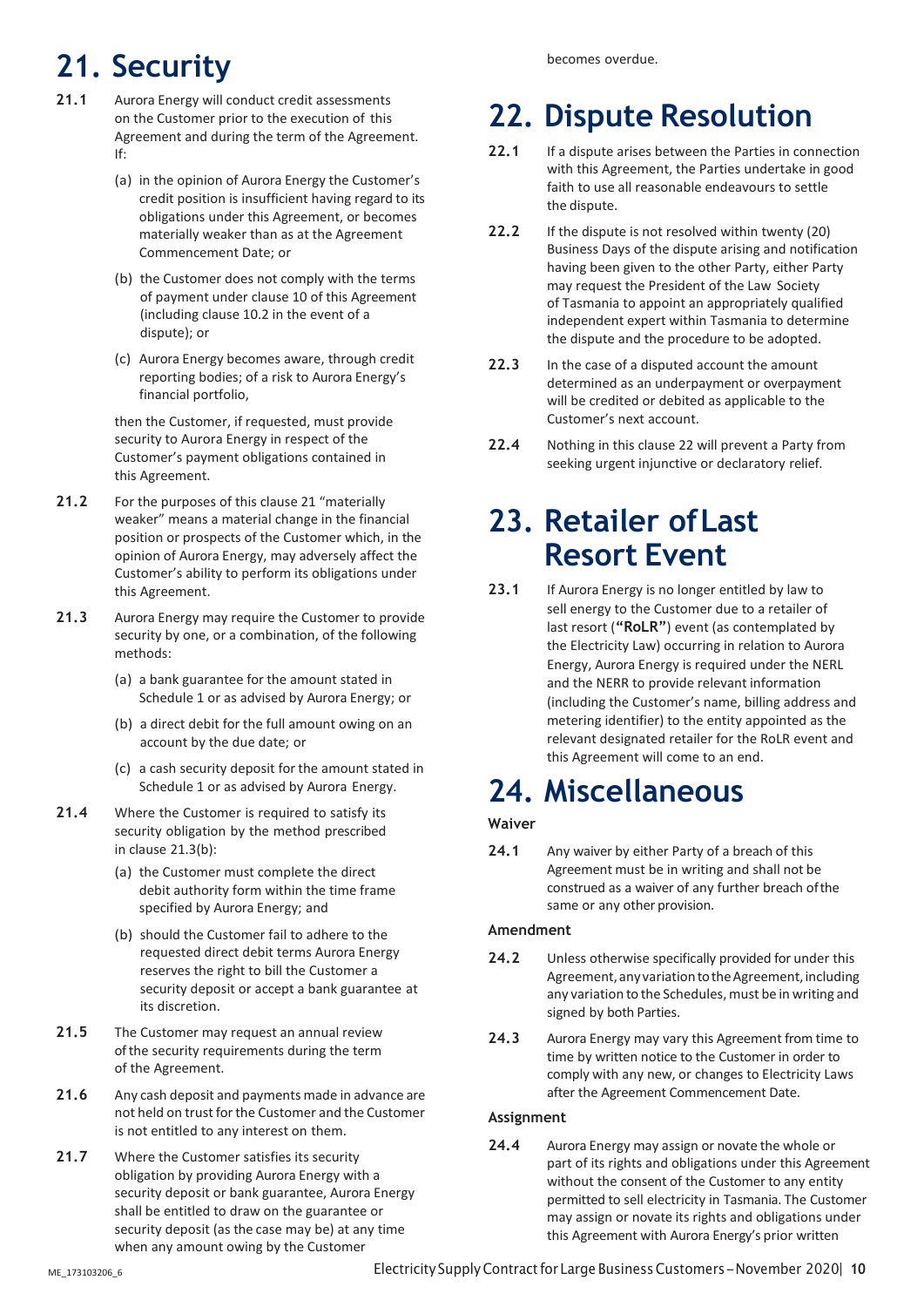# 21. Security

**21.1** Aurora Energy will conduct credit assessments on the Customer prior to the execution of this Agreement and during the term of the Agreement. If:

(a) in the opinion of Aurora Energy the Customer's credit position is insufficient having regard to its obligations under this Agreement, or becomes materially weaker than as at the Agreement Commencement Date; or

(b) the Customer does not comply with the terms of payment under clause 10 of this Agreement (including clause 10.2 in the event of a dispute); or

(c) Aurora Energy becomes aware, through credit reporting bodies; of a risk to Aurora Energy's financial portfolio,

then the Customer, if requested, must provide security to Aurora Energy in respect of the Customer's payment obligations contained in this Agreement.

**21.2** For the purposes of this clause 21 "materially weaker" means a material change in the financial position or prospects of the Customer which, in the opinion of Aurora Energy, may adversely affect the Customer's ability to perform its obligations under this Agreement.

**21.3** Aurora Energy may require the Customer to provide security by one, or a combination, of the following methods:

(a) a bank guarantee for the amount stated in Schedule 1 or as advised by Aurora Energy; or

(b) a direct debit for the full amount owing on an account by the due date; or

(c) a cash security deposit for the amount stated in Schedule 1 or as advised by Aurora Energy.

**21.4** Where the Customer is required to satisfy its security obligation by the method prescribed in clause 21.3(b):

(a) the Customer must complete the direct debit authority form within the time frame specified by Aurora Energy; and

(b) should the Customer fail to adhere to the requested direct debit terms Aurora Energy reserves the right to bill the Customer a security deposit or accept a bank guarantee at its discretion.

**21.5** The Customer may request an annual review of the security requirements during the term of the Agreement.

**21.6** Any cash deposit and payments made in advance are not held on trust for the Customer and the Customer is not entitled to any interest on them.

**21.7** Where the Customer satisfies its security obligation by providing Aurora Energy with a security deposit or bank guarantee, Aurora Energy shall be entitled to draw on the guarantee or security deposit (as the case may be) at any time when any amount owing by the Customer becomes overdue.

# 22. Dispute Resolution

**22.1** If a dispute arises between the Parties in connection with this Agreement, the Parties undertake in good faith to use all reasonable endeavours to settle the dispute.

**22.2** If the dispute is not resolved within twenty (20) Business Days of the dispute arising and notification having been given to the other Party, either Party may request the President of the Law Society of Tasmania to appoint an appropriately qualified independent expert within Tasmania to determine the dispute and the procedure to be adopted.

**22.3** In the case of a disputed account the amount determined as an underpayment or overpayment will be credited or debited as applicable to the Customer's next account.

**22.4** Nothing in this clause 22 will prevent a Party from seeking urgent injunctive or declaratory relief.

# 23. Retailer of Last Resort Event

**23.1** If Aurora Energy is no longer entitled by law to sell energy to the Customer due to a retailer of last resort (**"RoLR"**) event (as contemplated by the Electricity Law) occurring in relation to Aurora Energy, Aurora Energy is required under the NERL and the NERR to provide relevant information (including the Customer's name, billing address and metering identifier) to the entity appointed as the relevant designated retailer for the RoLR event and this Agreement will come to an end.

# 24. Miscellaneous

### Waiver

**24.1** Any waiver by either Party of a breach of this Agreement must be in writing and shall not be construed as a waiver of any further breach of the same or any other provision.

### Amendment

**24.2** Unless otherwise specifically provided for under this Agreement, any variation to the Agreement, including any variation to the Schedules, must be in writing and signed by both Parties.

**24.3** Aurora Energy may vary this Agreement from time to time by written notice to the Customer in order to comply with any new, or changes to Electricity Laws after the Agreement Commencement Date.

### Assignment

**24.4** Aurora Energy may assign or novate the whole or part of its rights and obligations under this Agreement without the consent of the Customer to any entity permitted to sell electricity in Tasmania. The Customer may assign or novate its rights and obligations under this Agreement with Aurora Energy's prior written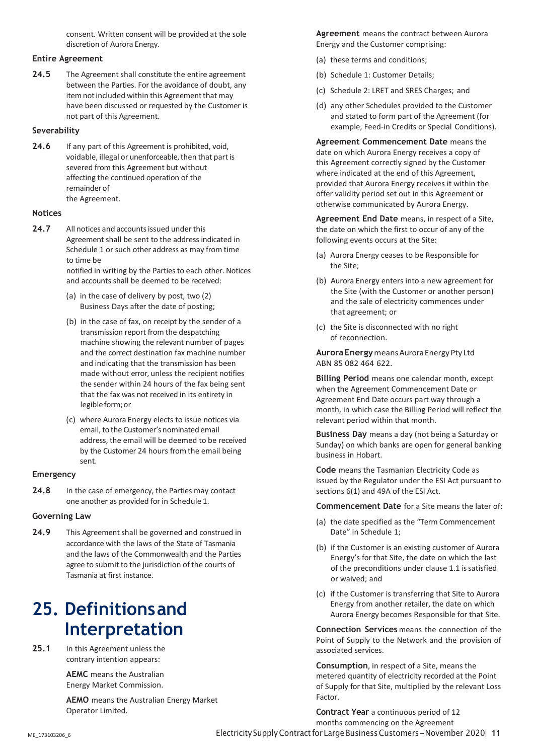consent. Written consent will be provided at the sole discretion of Aurora Energy.

### Entire Agreement

**24.5** The Agreement shall constitute the entire agreement between the Parties. For the avoidance of doubt, any item not included within this Agreement that may have been discussed or requested by the Customer is not part of this Agreement.

### Severability

**24.6** If any part of this Agreement is prohibited, void, voidable, illegal or unenforceable, then that part is severed from this Agreement but without affecting the continued operation of the remainder of the Agreement.

### Notices

**24.7** All notices and accounts issued under this Agreement shall be sent to the address indicated in Schedule 1 or such other address as may from time to time be notified in writing by the Parties to each other. Notices and accounts shall be deemed to be received:

(a) in the case of delivery by post, two (2) Business Days after the date of posting;

(b) in the case of fax, on receipt by the sender of a transmission report from the despatching machine showing the relevant number of pages and the correct destination fax machine number and indicating that the transmission has been made without error, unless the recipient notifies the sender within 24 hours of the fax being sent that the fax was not received in its entirety in legible form; or

(c) where Aurora Energy elects to issue notices via email, to the Customer's nominated email address, the email will be deemed to be received by the Customer 24 hours from the email being sent.

### Emergency

**24.8** In the case of emergency, the Parties may contact one another as provided for in Schedule 1.

### Governing Law

**24.9** This Agreement shall be governed and construed in accordance with the laws of the State of Tasmania and the laws of the Commonwealth and the Parties agree to submit to the jurisdiction of the courts of Tasmania at first instance.

# 25. Definitions and Interpretation

**25.1** In this Agreement unless the contrary intention appears:

**AEMC** means the Australian Energy Market Commission.

**AEMO** means the Australian Energy Market Operator Limited.

**Agreement** means the contract between Aurora Energy and the Customer comprising:

(a) these terms and conditions;

(b) Schedule 1: Customer Details;

(c) Schedule 2: LRET and SRES Charges; and

(d) any other Schedules provided to the Customer and stated to form part of the Agreement (for example, Feed-in Credits or Special Conditions).

**Agreement Commencement Date** means the date on which Aurora Energy receives a copy of this Agreement correctly signed by the Customer where indicated at the end of this Agreement, provided that Aurora Energy receives it within the offer validity period set out in this Agreement or otherwise communicated by Aurora Energy.

**Agreement End Date** means, in respect of a Site, the date on which the first to occur of any of the following events occurs at the Site:

(a) Aurora Energy ceases to be Responsible for the Site;

(b) Aurora Energy enters into a new agreement for the Site (with the Customer or another person) and the sale of electricity commences under that agreement; or

(c) the Site is disconnected with no right of reconnection.

**Aurora Energy** means Aurora Energy Pty Ltd ABN 85 082 464 622.

**Billing Period** means one calendar month, except when the Agreement Commencement Date or Agreement End Date occurs part way through a month, in which case the Billing Period will reflect the relevant period within that month.

**Business Day** means a day (not being a Saturday or Sunday) on which banks are open for general banking business in Hobart.

**Code** means the Tasmanian Electricity Code as issued by the Regulator under the ESI Act pursuant to sections 6(1) and 49A of the ESI Act.

**Commencement Date** for a Site means the later of:

(a) the date specified as the "Term Commencement Date" in Schedule 1;

(b) if the Customer is an existing customer of Aurora Energy's for that Site, the date on which the last of the preconditions under clause 1.1 is satisfied or waived; and

(c) if the Customer is transferring that Site to Aurora Energy from another retailer, the date on which Aurora Energy becomes Responsible for that Site.

**Connection Services** means the connection of the Point of Supply to the Network and the provision of associated services.

**Consumption**, in respect of a Site, means the metered quantity of electricity recorded at the Point of Supply for that Site, multiplied by the relevant Loss Factor.

**Contract Year** a continuous period of 12 months commencing on the Agreement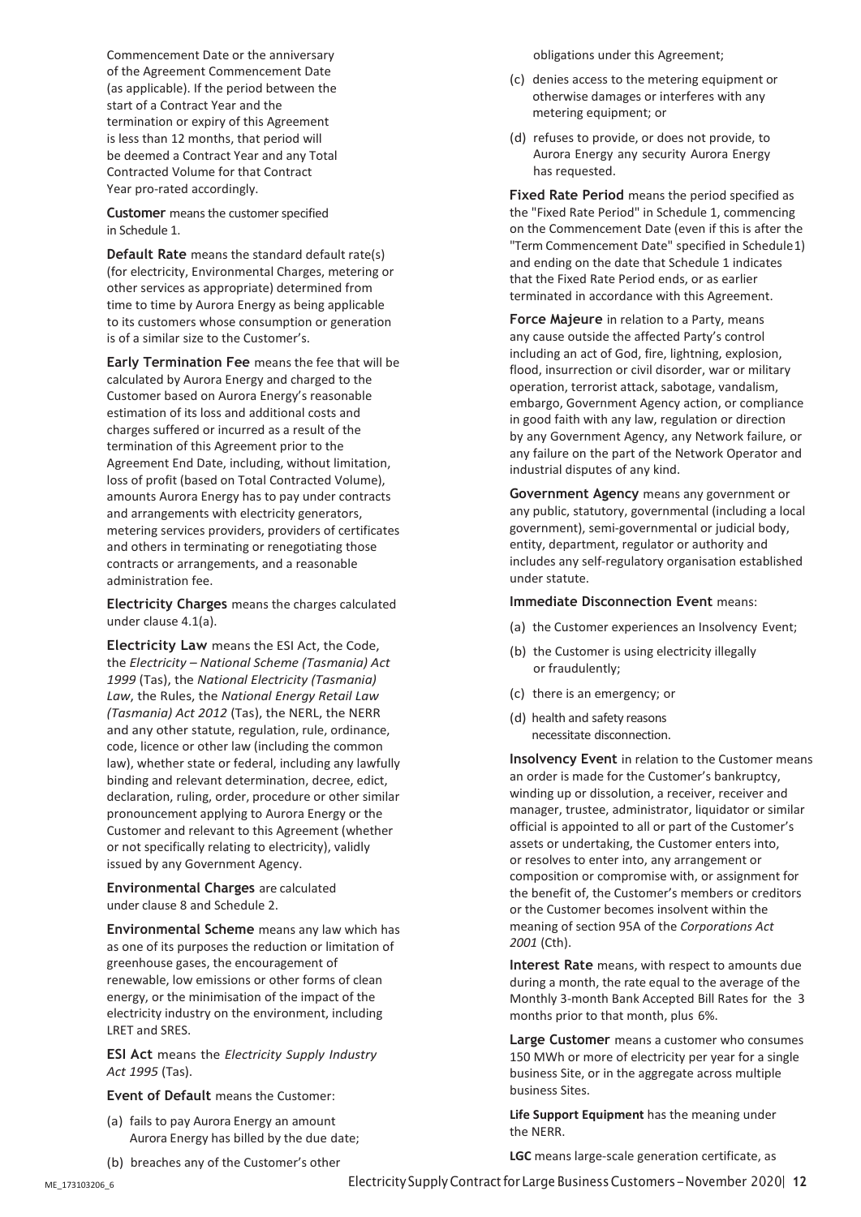Commencement Date or the anniversary of the Agreement Commencement Date (as applicable). If the period between the start of a Contract Year and the termination or expiry of this Agreement is less than 12 months, that period will be deemed a Contract Year and any Total Contracted Volume for that Contract Year pro-rated accordingly.

**Customer** means the customer specified in Schedule 1.

**Default Rate** means the standard default rate(s) (for electricity, Environmental Charges, metering or other services as appropriate) determined from time to time by Aurora Energy as being applicable to its customers whose consumption or generation is of a similar size to the Customer's.

**Early Termination Fee** means the fee that will be calculated by Aurora Energy and charged to the Customer based on Aurora Energy's reasonable estimation of its loss and additional costs and charges suffered or incurred as a result of the termination of this Agreement prior to the Agreement End Date, including, without limitation, loss of profit (based on Total Contracted Volume), amounts Aurora Energy has to pay under contracts and arrangements with electricity generators, metering services providers, providers of certificates and others in terminating or renegotiating those contracts or arrangements, and a reasonable administration fee.

**Electricity Charges** means the charges calculated under clause 4.1(a).

**Electricity Law** means the ESI Act, the Code, the *Electricity – National Scheme (Tasmania) Act 1999* (Tas), the *National Electricity (Tasmania) Law*, the Rules, the *National Energy Retail Law (Tasmania) Act 2012* (Tas), the NERL, the NERR and any other statute, regulation, rule, ordinance, code, licence or other law (including the common law), whether state or federal, including any lawfully binding and relevant determination, decree, edict, declaration, ruling, order, procedure or other similar pronouncement applying to Aurora Energy or the Customer and relevant to this Agreement (whether or not specifically relating to electricity), validly issued by any Government Agency.

**Environmental Charges** are calculated under clause 8 and Schedule 2.

**Environmental Scheme** means any law which has as one of its purposes the reduction or limitation of greenhouse gases, the encouragement of renewable, low emissions or other forms of clean energy, or the minimisation of the impact of the electricity industry on the environment, including LRET and SRES.

**ESI Act** means the *Electricity Supply Industry Act 1995* (Tas).

**Event of Default** means the Customer:

(a) fails to pay Aurora Energy an amount Aurora Energy has billed by the due date;

(b) breaches any of the Customer's other obligations under this Agreement;

(c) denies access to the metering equipment or otherwise damages or interferes with any metering equipment; or

(d) refuses to provide, or does not provide, to Aurora Energy any security Aurora Energy has requested.

**Fixed Rate Period** means the period specified as the "Fixed Rate Period" in Schedule 1, commencing on the Commencement Date (even if this is after the "Term Commencement Date" specified in Schedule 1) and ending on the date that Schedule 1 indicates that the Fixed Rate Period ends, or as earlier terminated in accordance with this Agreement.

**Force Majeure** in relation to a Party, means any cause outside the affected Party's control including an act of God, fire, lightning, explosion, flood, insurrection or civil disorder, war or military operation, terrorist attack, sabotage, vandalism, embargo, Government Agency action, or compliance in good faith with any law, regulation or direction by any Government Agency, any Network failure, or any failure on the part of the Network Operator and industrial disputes of any kind.

**Government Agency** means any government or any public, statutory, governmental (including a local government), semi-governmental or judicial body, entity, department, regulator or authority and includes any self-regulatory organisation established under statute.

**Immediate Disconnection Event** means:

(a) the Customer experiences an Insolvency Event;

(b) the Customer is using electricity illegally or fraudulently;

(c) there is an emergency; or

(d) health and safety reasons necessitate disconnection.

**Insolvency Event** in relation to the Customer means an order is made for the Customer's bankruptcy, winding up or dissolution, a receiver, receiver and manager, trustee, administrator, liquidator or similar official is appointed to all or part of the Customer's assets or undertaking, the Customer enters into, or resolves to enter into, any arrangement or composition or compromise with, or assignment for the benefit of, the Customer's members or creditors or the Customer becomes insolvent within the meaning of section 95A of the *Corporations Act 2001* (Cth).

**Interest Rate** means, with respect to amounts due during a month, the rate equal to the average of the Monthly 3-month Bank Accepted Bill Rates for the 3 months prior to that month, plus 6%.

**Large Customer** means a customer who consumes 150 MWh or more of electricity per year for a single business Site, or in the aggregate across multiple business Sites.

**Life Support Equipment** has the meaning under the NERR.

**LGC** means large-scale generation certificate, as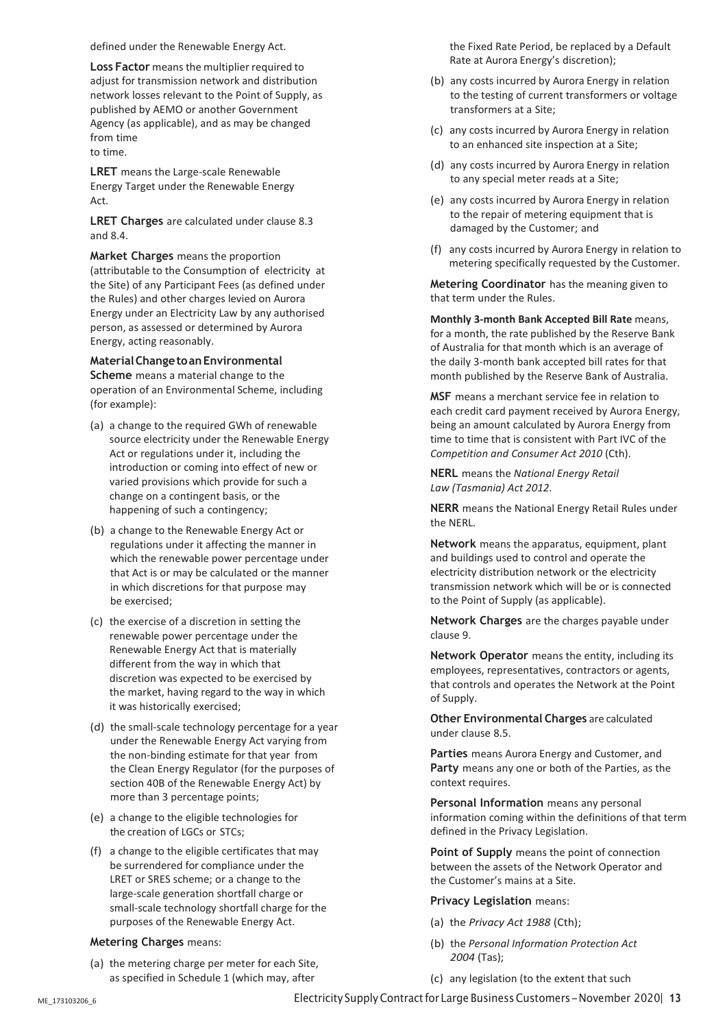defined under the Renewable Energy Act.

**Loss Factor** means the multiplier required to adjust for transmission network and distribution network losses relevant to the Point of Supply, as published by AEMO or another Government Agency (as applicable), and as may be changed from time to time.

**LRET** means the Large-scale Renewable Energy Target under the Renewable Energy Act.

**LRET Charges** are calculated under clause 8.3 and 8.4.

**Market Charges** means the proportion (attributable to the Consumption of electricity at the Site) of any Participant Fees (as defined under the Rules) and other charges levied on Aurora Energy under an Electricity Law by any authorised person, as assessed or determined by Aurora Energy, acting reasonably.

**Material Change to an Environmental Scheme** means a material change to the operation of an Environmental Scheme, including (for example):

(a) a change to the required GWh of renewable source electricity under the Renewable Energy Act or regulations under it, including the introduction or coming into effect of new or varied provisions which provide for such a change on a contingent basis, or the happening of such a contingency;

(b) a change to the Renewable Energy Act or regulations under it affecting the manner in which the renewable power percentage under that Act is or may be calculated or the manner in which discretions for that purpose may be exercised;

(c) the exercise of a discretion in setting the renewable power percentage under the Renewable Energy Act that is materially different from the way in which that discretion was expected to be exercised by the market, having regard to the way in which it was historically exercised;

(d) the small-scale technology percentage for a year under the Renewable Energy Act varying from the non-binding estimate for that year from the Clean Energy Regulator (for the purposes of section 40B of the Renewable Energy Act) by more than 3 percentage points;

(e) a change to the eligible technologies for the creation of LGCs or STCs;

(f) a change to the eligible certificates that may be surrendered for compliance under the LRET or SRES scheme; or a change to the large-scale generation shortfall charge or small-scale technology shortfall charge for the purposes of the Renewable Energy Act.

**Metering Charges** means:

(a) the metering charge per meter for each Site, as specified in Schedule 1 (which may, after the Fixed Rate Period, be replaced by a Default Rate at Aurora Energy's discretion);

(b) any costs incurred by Aurora Energy in relation to the testing of current transformers or voltage transformers at a Site;

(c) any costs incurred by Aurora Energy in relation to an enhanced site inspection at a Site;

(d) any costs incurred by Aurora Energy in relation to any special meter reads at a Site;

(e) any costs incurred by Aurora Energy in relation to the repair of metering equipment that is damaged by the Customer; and

(f) any costs incurred by Aurora Energy in relation to metering specifically requested by the Customer.

**Metering Coordinator** has the meaning given to that term under the Rules.

**Monthly 3-month Bank Accepted Bill Rate** means, for a month, the rate published by the Reserve Bank of Australia for that month which is an average of the daily 3-month bank accepted bill rates for that month published by the Reserve Bank of Australia.

**MSF** means a merchant service fee in relation to each credit card payment received by Aurora Energy, being an amount calculated by Aurora Energy from time to time that is consistent with Part IVC of the *Competition and Consumer Act 2010* (Cth).

**NERL** means the *National Energy Retail Law (Tasmania) Act 2012*.

**NERR** means the National Energy Retail Rules under the NERL.

**Network** means the apparatus, equipment, plant and buildings used to control and operate the electricity distribution network or the electricity transmission network which will be or is connected to the Point of Supply (as applicable).

**Network Charges** are the charges payable under clause 9.

**Network Operator** means the entity, including its employees, representatives, contractors or agents, that controls and operates the Network at the Point of Supply.

**Other Environmental Charges** are calculated under clause 8.5.

**Parties** means Aurora Energy and Customer, and **Party** means any one or both of the Parties, as the context requires.

**Personal Information** means any personal information coming within the definitions of that term defined in the Privacy Legislation.

**Point of Supply** means the point of connection between the assets of the Network Operator and the Customer's mains at a Site.

**Privacy Legislation** means:

(a) the *Privacy Act 1988* (Cth);

(b) the *Personal Information Protection Act 2004* (Tas);

(c) any legislation (to the extent that such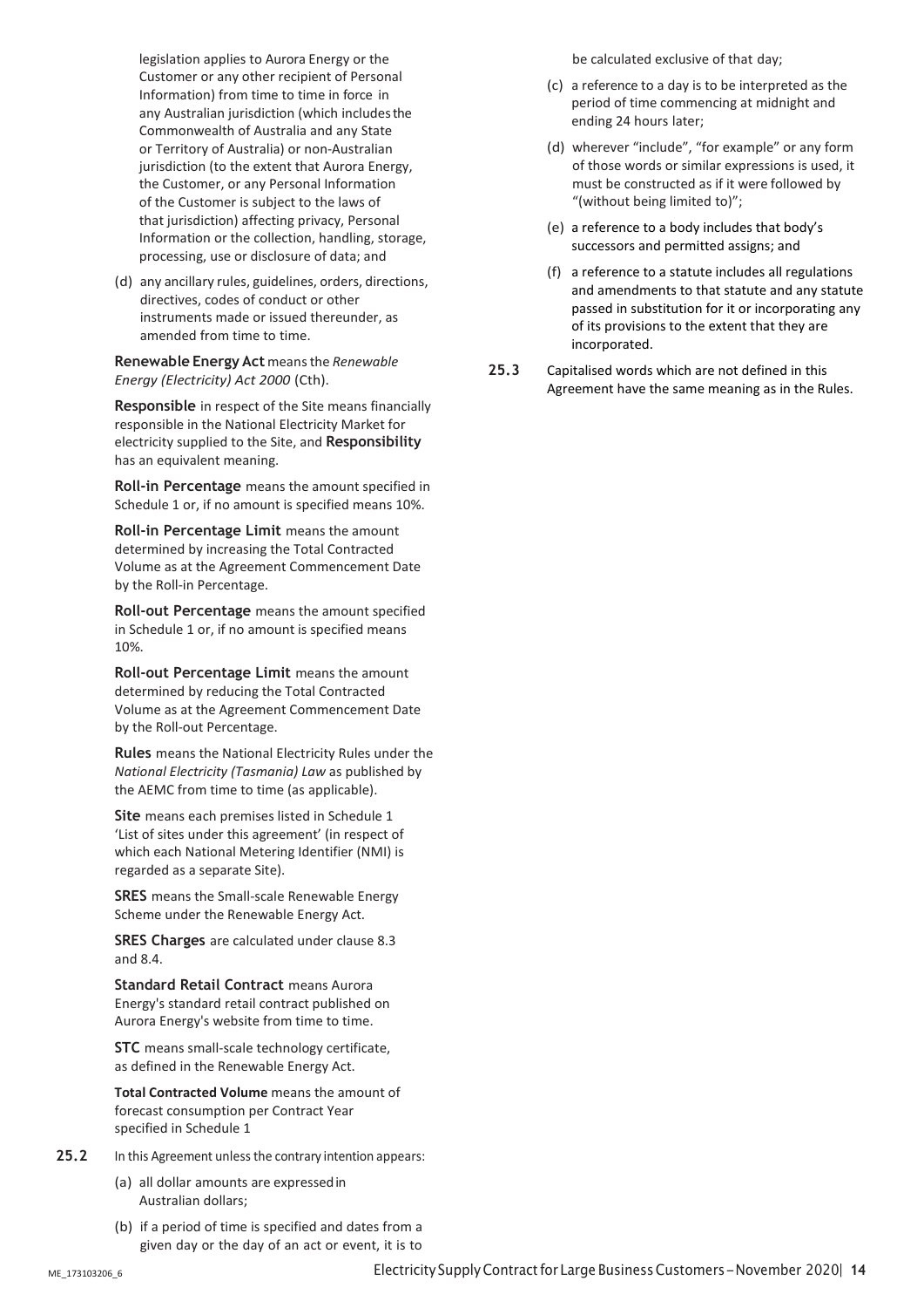legislation applies to Aurora Energy or the Customer or any other recipient of Personal Information) from time to time in force in any Australian jurisdiction (which includes the Commonwealth of Australia and any State or Territory of Australia) or non-Australian jurisdiction (to the extent that Aurora Energy, the Customer, or any Personal Information of the Customer is subject to the laws of that jurisdiction) affecting privacy, Personal Information or the collection, handling, storage, processing, use or disclosure of data; and

(d) any ancillary rules, guidelines, orders, directions, directives, codes of conduct or other instruments made or issued thereunder, as amended from time to time.

**Renewable Energy Act** means the *Renewable Energy (Electricity) Act 2000* (Cth).

**Responsible** in respect of the Site means financially responsible in the National Electricity Market for electricity supplied to the Site, and **Responsibility** has an equivalent meaning.

**Roll-in Percentage** means the amount specified in Schedule 1 or, if no amount is specified means 10%.

**Roll-in Percentage Limit** means the amount determined by increasing the Total Contracted Volume as at the Agreement Commencement Date by the Roll-in Percentage.

**Roll-out Percentage** means the amount specified in Schedule 1 or, if no amount is specified means 10%.

**Roll-out Percentage Limit** means the amount determined by reducing the Total Contracted Volume as at the Agreement Commencement Date by the Roll-out Percentage.

**Rules** means the National Electricity Rules under the *National Electricity (Tasmania) Law* as published by the AEMC from time to time (as applicable).

**Site** means each premises listed in Schedule 1 'List of sites under this agreement' (in respect of which each National Metering Identifier (NMI) is regarded as a separate Site).

**SRES** means the Small-scale Renewable Energy Scheme under the Renewable Energy Act.

**SRES Charges** are calculated under clause 8.3 and 8.4.

**Standard Retail Contract** means Aurora Energy's standard retail contract published on Aurora Energy's website from time to time.

**STC** means small-scale technology certificate, as defined in the Renewable Energy Act.

**Total Contracted Volume** means the amount of forecast consumption per Contract Year specified in Schedule 1

**25.2** In this Agreement unless the contrary intention appears:

(a) all dollar amounts are expressed in Australian dollars;

(b) if a period of time is specified and dates from a given day or the day of an act or event, it is to be calculated exclusive of that day;

(c) a reference to a day is to be interpreted as the period of time commencing at midnight and ending 24 hours later;

(d) wherever "include", "for example" or any form of those words or similar expressions is used, it must be constructed as if it were followed by "(without being limited to)";

(e) a reference to a body includes that body's successors and permitted assigns; and

(f) a reference to a statute includes all regulations and amendments to that statute and any statute passed in substitution for it or incorporating any of its provisions to the extent that they are incorporated.

**25.3** Capitalised words which are not defined in this Agreement have the same meaning as in the Rules.